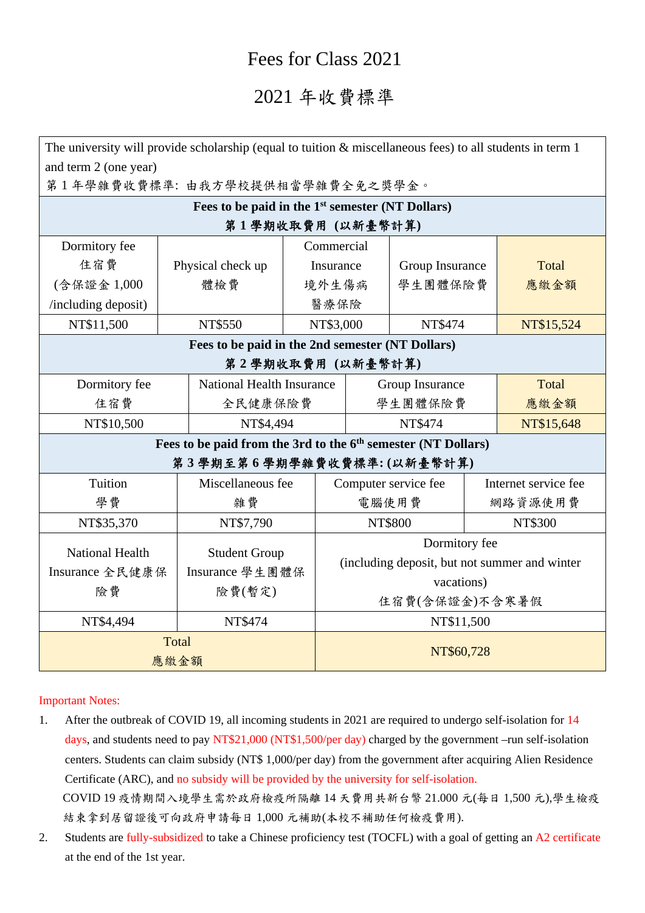# Fees for Class 2021

# 2021 年收費標準

The university will provide scholarship (equal to tuition & miscellaneous fees) to all students in term 1 and term 2 (one year)

第 1 年學雜費收費標準: 由我方學校提供相當學雜費全免之獎學金。

**Fees to be paid in the 1st semester (NT Dollars)**
**第 1 學期收取費用 (以新臺幣計算)**

| Dormitory fee 住宿費 (含保證金 1,000 /including deposit) | Physical check up 體檢費 | Commercial Insurance 境外生傷病醫療保險 | Group Insurance 學生團體保險費 | Total 應繳金額 |
|---|---|---|---|---|
| NT$11,500 | NT$550 | NT$3,000 | NT$474 | NT$15,524 |

**Fees to be paid in the 2nd semester (NT Dollars)**
**第 2 學期收取費用 (以新臺幣計算)**

| Dormitory fee 住宿費 | National Health Insurance 全民健康保險費 | Group Insurance 學生團體保險費 | Total 應繳金額 |
|---|---|---|---|
| NT$10,500 | NT$4,494 | NT$474 | NT$15,648 |

**Fees to be paid from the 3rd to the 6th semester (NT Dollars)**
**第 3 學期至第 6 學期學雜費收費標準: (以新臺幣計算)**

| Tuition 學費 | Miscellaneous fee 雜費 | Computer service fee 電腦使用費 | Internet service fee 網路資源使用費 |
|---|---|---|---|
| NT$35,370 | NT$7,790 | NT$800 | NT$300 |
| National Health Insurance 全民健康保險費 | Student Group Insurance 學生團體保險費(暫定) | Dormitory fee (including deposit, but not summer and winter vacations) 住宿費(含保證金)不含寒暑假 | |
| NT$4,494 | NT$474 | NT$11,500 | |
| Total 應繳金額 | | NT$60,728 | |

Important Notes:

1. After the outbreak of COVID 19, all incoming students in 2021 are required to undergo self-isolation for 14 days, and students need to pay NT$21,000 (NT$1,500/per day) charged by the government –run self-isolation centers. Students can claim subsidy (NT$ 1,000/per day) from the government after acquiring Alien Residence Certificate (ARC), and no subsidy will be provided by the university for self-isolation.
   COVID 19 疫情期間入境學生需於政府檢疫所隔離 14 天費用共新台幣 21.000 元(每日 1,500 元),學生檢疫結束拿到居留證後可向政府申請每日 1,000 元補助(本校不補助任何檢疫費用).
2. Students are fully-subsidized to take a Chinese proficiency test (TOCFL) with a goal of getting an A2 certificate at the end of the 1st year.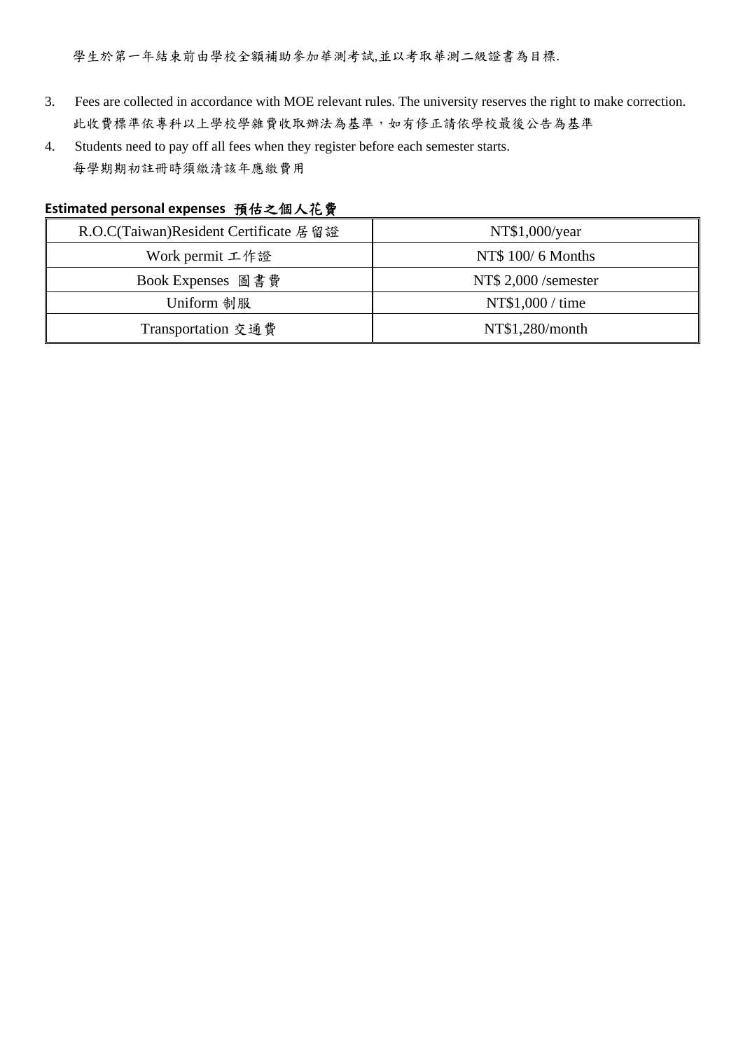學生於第一年結束前由學校全額補助參加華測考試,並以考取華測二級證書為目標.

3. Fees are collected in accordance with MOE relevant rules. The university reserves the right to make correction.
此收費標準依專科以上學校學雜費收取辦法為基準，如有修正請依學校最後公告為基準

4. Students need to pay off all fees when they register before each semester starts.
每學期期初註冊時須繳清該年應繳費用

**Estimated personal expenses 預估之個人花費**

| | |
|---|---|
| R.O.C(Taiwan)Resident Certificate 居留證 | NT$1,000/year |
| Work permit 工作證 | NT$ 100/ 6 Months |
| Book Expenses 圖書費 | NT$ 2,000 /semester |
| Uniform 制服 | NT$1,000 / time |
| Transportation 交通費 | NT$1,280/month |